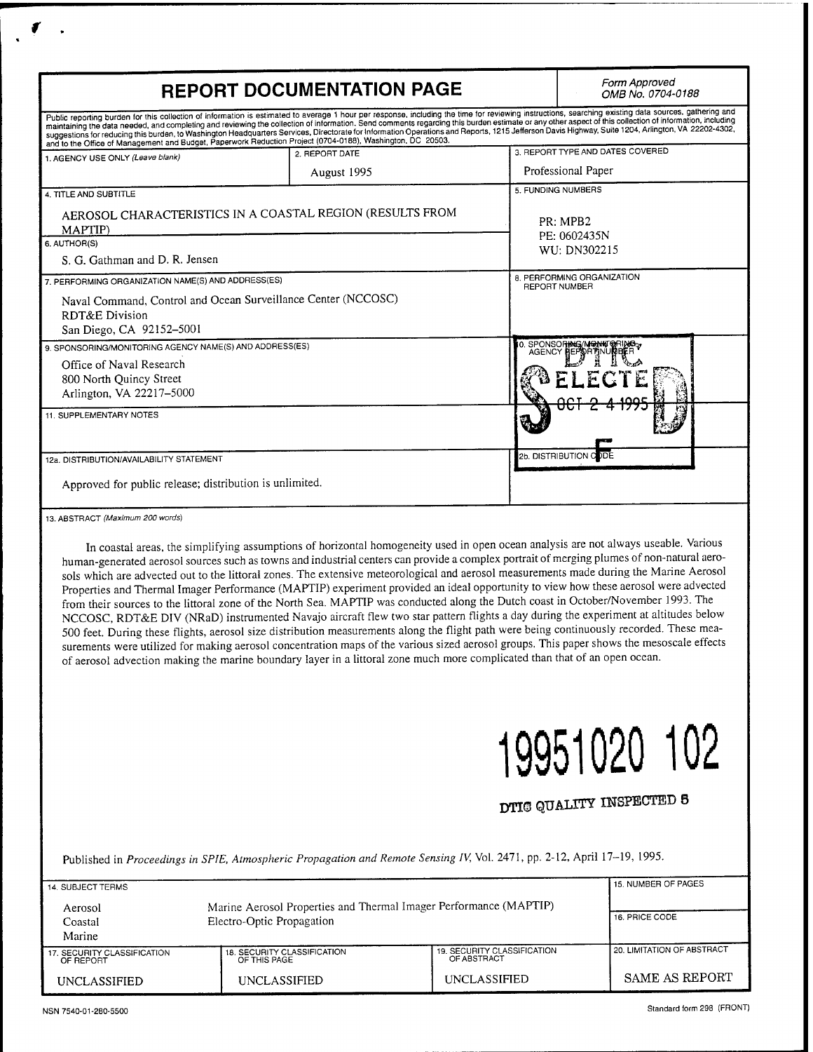# REPORT DOCUMENTATION PAGE

*Form Approved*
*OMB No. 0704-0188*

Public reporting burden for this collection of information is estimated to average 1 hour per response, including the time for reviewing instructions, searching existing data sources, gathering and maintaining the data needed, and completing and reviewing the collection of information. Send comments regarding this burden estimate or any other aspect of this collection of information, including suggestions for reducing this burden, to Washington Headquarters Services, Directorate for Information Operations and Reports, 1215 Jefferson Davis Highway, Suite 1204, Arlington, VA 22202-4302, and to the Office of Management and Budget, Paperwork Reduction Project (0704-0188), Washington, DC 20503.

| 1. AGENCY USE ONLY (Leave blank) | 2. REPORT DATE | 3. REPORT TYPE AND DATES COVERED |
|---|---|---|
| | August 1995 | Professional Paper |

**4. TITLE AND SUBTITLE**

AEROSOL CHARACTERISTICS IN A COASTAL REGION (RESULTS FROM MAPTIP)

**5. FUNDING NUMBERS**

PR: MPB2
PE: 0602435N
WU: DN302215

**6. AUTHOR(S)**

S. G. Gathman and D. R. Jensen

**7. PERFORMING ORGANIZATION NAME(S) AND ADDRESS(ES)**

Naval Command, Control and Ocean Surveillance Center (NCCOSC)
RDT&E Division
San Diego, CA 92152–5001

**8. PERFORMING ORGANIZATION REPORT NUMBER**

**9. SPONSORING/MONITORING AGENCY NAME(S) AND ADDRESS(ES)**

Office of Naval Research
800 North Quincy Street
Arlington, VA 22217–5000

**10. SPONSORING/MONITORING AGENCY REPORT NUMBER**

DTIC ELECTE OCT 2 4 1995 F

**11. SUPPLEMENTARY NOTES**

**12a. DISTRIBUTION/AVAILABILITY STATEMENT**

Approved for public release; distribution is unlimited.

**12b. DISTRIBUTION CODE**

**13. ABSTRACT** (Maximum 200 words)

In coastal areas, the simplifying assumptions of horizontal homogeneity used in open ocean analysis are not always useable. Various human-generated aerosol sources such as towns and industrial centers can provide a complex portrait of merging plumes of non-natural aerosols which are advected out to the littoral zones. The extensive meteorological and aerosol measurements made during the Marine Aerosol Properties and Thermal Imager Performance (MAPTIP) experiment provided an ideal opportunity to view how these aerosol were advected from their sources to the littoral zone of the North Sea. MAPTIP was conducted along the Dutch coast in October/November 1993. The NCCOSC, RDT&E DIV (NRaD) instrumented Navajo aircraft flew two star pattern flights a day during the experiment at altitudes below 500 feet. During these flights, aerosol size distribution measurements along the flight path were being continuously recorded. These measurements were utilized for making aerosol concentration maps of the various sized aerosol groups. This paper shows the mesoscale effects of aerosol advection making the marine boundary layer in a littoral zone much more complicated than that of an open ocean.

19951020 102

DTIC QUALITY INSPECTED 5

Published in *Proceedings in SPIE, Atmospheric Propagation and Remote Sensing IV*, Vol. 2471, pp. 2-12, April 17–19, 1995.

**14. SUBJECT TERMS**

Aerosol
Coastal
Marine

Marine Aerosol Properties and Thermal Imager Performance (MAPTIP)
Electro-Optic Propagation

**15. NUMBER OF PAGES**

**16. PRICE CODE**

| 17. SECURITY CLASSIFICATION OF REPORT | 18. SECURITY CLASSIFICATION OF THIS PAGE | 19. SECURITY CLASSIFICATION OF ABSTRACT | 20. LIMITATION OF ABSTRACT |
|---|---|---|---|
| UNCLASSIFIED | UNCLASSIFIED | UNCLASSIFIED | SAME AS REPORT |

NSN 7540-01-280-5500 Standard form 298 (FRONT)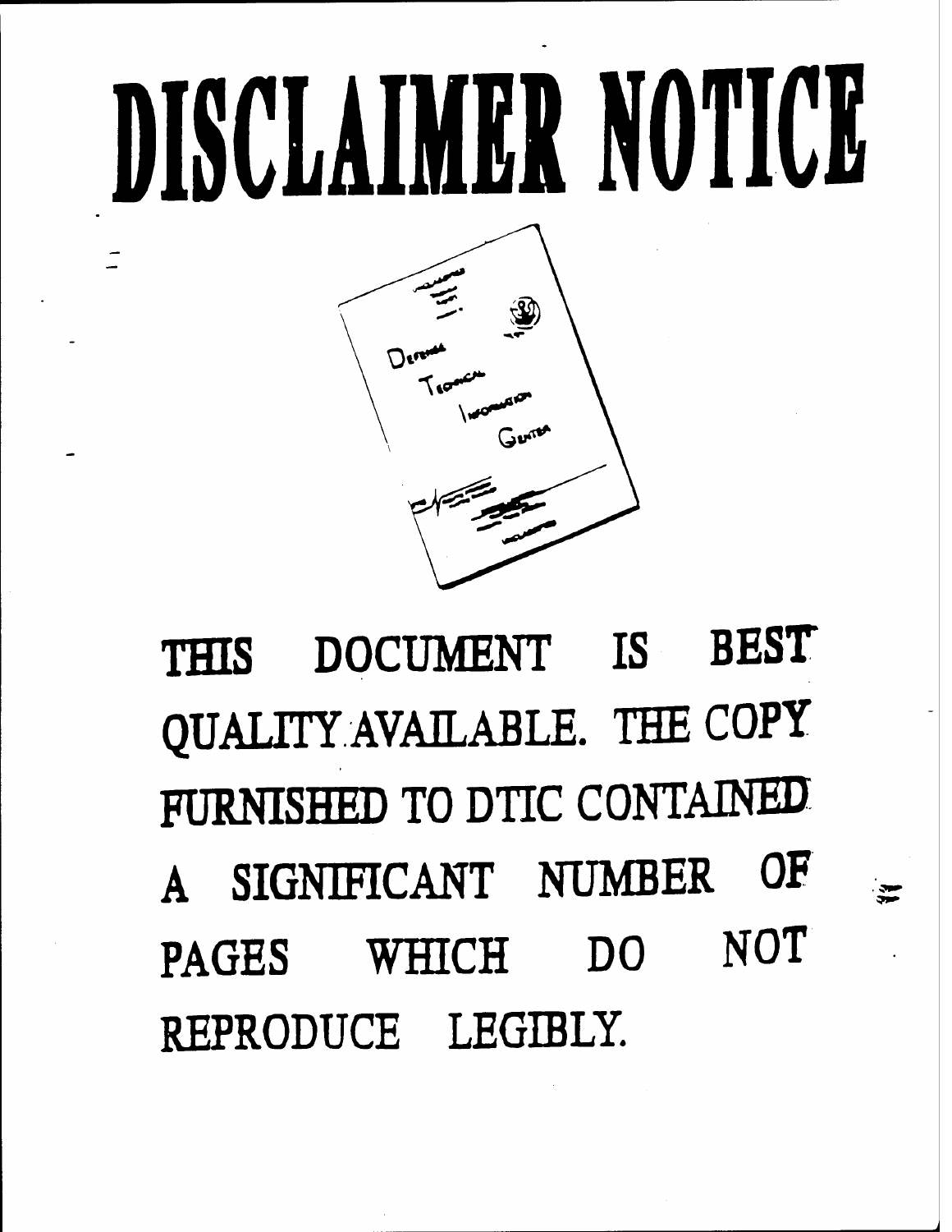# DISCLAIMER NOTICE

THIS DOCUMENT IS BEST QUALITY AVAILABLE. THE COPY FURNISHED TO DTIC CONTAINED A SIGNIFICANT NUMBER OF PAGES WHICH DO NOT REPRODUCE LEGIBLY.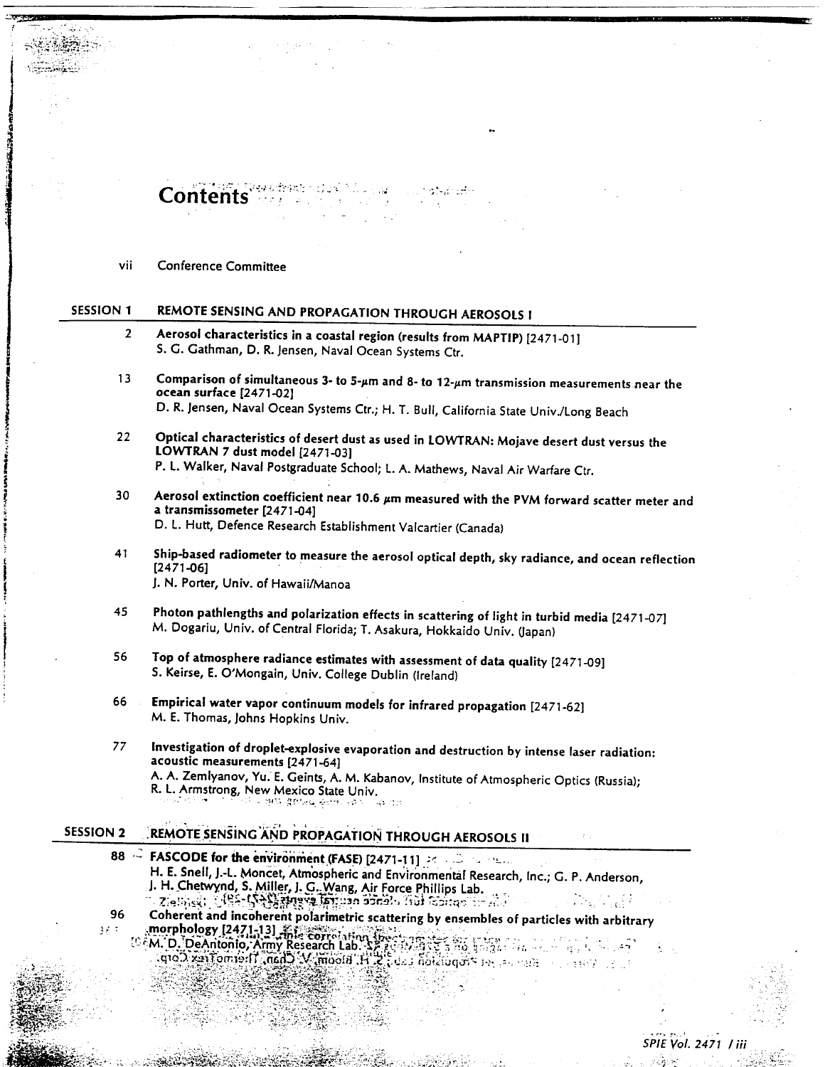# Contents

vii Conference Committee

## SESSION 1 REMOTE SENSING AND PROPAGATION THROUGH AEROSOLS I

2 **Aerosol characteristics in a coastal region (results from MAPTIP)** [2471-01]
S. G. Gathman, D. R. Jensen, Naval Ocean Systems Ctr.

13 **Comparison of simultaneous 3- to 5-μm and 8- to 12-μm transmission measurements near the ocean surface** [2471-02]
D. R. Jensen, Naval Ocean Systems Ctr.; H. T. Bull, California State Univ./Long Beach

22 **Optical characteristics of desert dust as used in LOWTRAN: Mojave desert dust versus the LOWTRAN 7 dust model** [2471-03]
P. L. Walker, Naval Postgraduate School; L. A. Mathews, Naval Air Warfare Ctr.

30 **Aerosol extinction coefficient near 10.6 μm measured with the PVM forward scatter meter and a transmissometer** [2471-04]
D. L. Hutt, Defence Research Establishment Valcartier (Canada)

41 **Ship-based radiometer to measure the aerosol optical depth, sky radiance, and ocean reflection** [2471-06]
J. N. Porter, Univ. of Hawaii/Manoa

45 **Photon pathlengths and polarization effects in scattering of light in turbid media** [2471-07]
M. Dogariu, Univ. of Central Florida; T. Asakura, Hokkaido Univ. (Japan)

56 **Top of atmosphere radiance estimates with assessment of data quality** [2471-09]
S. Keirse, E. O'Mongain, Univ. College Dublin (Ireland)

66 **Empirical water vapor continuum models for infrared propagation** [2471-62]
M. E. Thomas, Johns Hopkins Univ.

77 **Investigation of droplet-explosive evaporation and destruction by intense laser radiation: acoustic measurements** [2471-64]
A. A. Zemlyanov, Yu. E. Geints, A. M. Kabanov, Institute of Atmospheric Optics (Russia); R. L. Armstrong, New Mexico State Univ.

## SESSION 2 REMOTE SENSING AND PROPAGATION THROUGH AEROSOLS II

88 **FASCODE for the environment (FASE)** [2471-11]
H. E. Snell, J.-L. Moncet, Atmospheric and Environmental Research, Inc.; G. P. Anderson, J. H. Chetwynd, S. Miller, J. G. Wang, Air Force Phillips Lab.

96 **Coherent and incoherent polarimetric scattering by ensembles of particles with arbitrary morphology** [2471-13]
M. D. DeAntonio, Army Research Lab.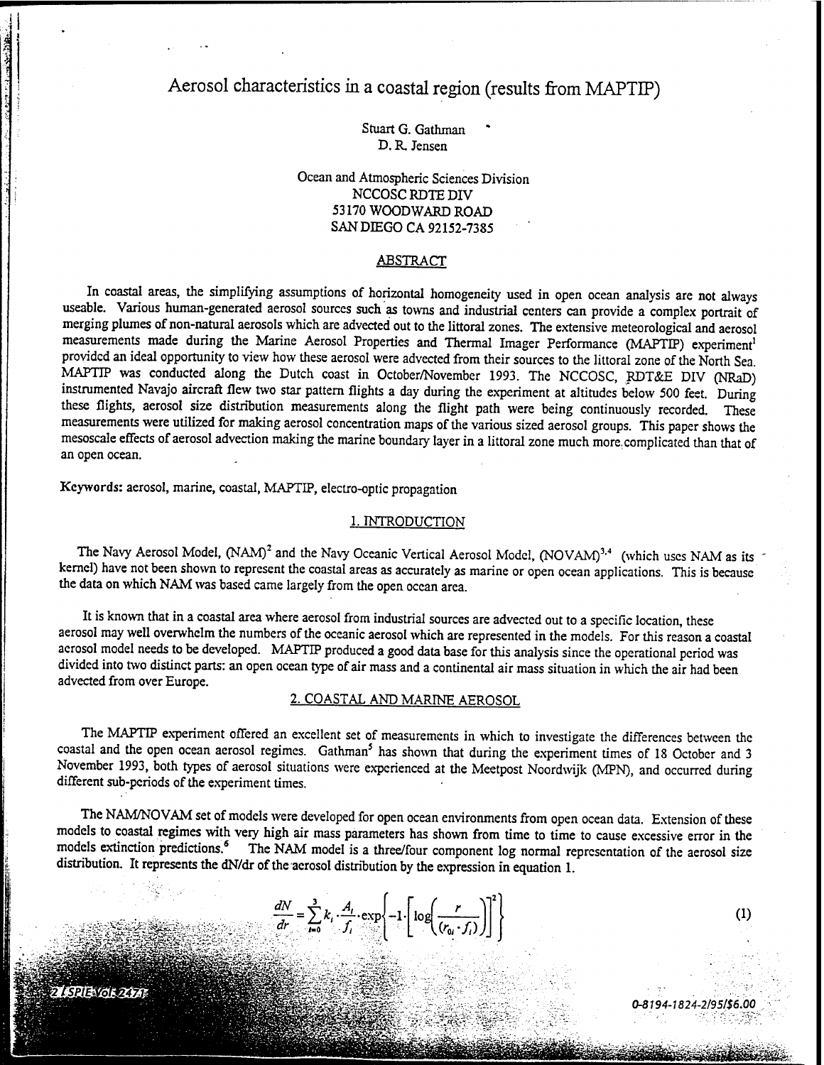# Aerosol characteristics in a coastal region (results from MAPTIP)

Stuart G. Gathman
D. R. Jensen

Ocean and Atmospheric Sciences Division
NCCOSC RDTE DIV
53170 WOODWARD ROAD
SAN DIEGO CA 92152-7385

## ABSTRACT

In coastal areas, the simplifying assumptions of horizontal homogeneity used in open ocean analysis are not always useable. Various human-generated aerosol sources such as towns and industrial centers can provide a complex portrait of merging plumes of non-natural aerosols which are advected out to the littoral zones. The extensive meteorological and aerosol measurements made during the Marine Aerosol Properties and Thermal Imager Performance (MAPTIP) experiment[1] provided an ideal opportunity to view how these aerosol were advected from their sources to the littoral zone of the North Sea. MAPTIP was conducted along the Dutch coast in October/November 1993. The NCCOSC, RDT&E DIV (NRaD) instrumented Navajo aircraft flew two star pattern flights a day during the experiment at altitudes below 500 feet. During these flights, aerosol size distribution measurements along the flight path were being continuously recorded. These measurements were utilized for making aerosol concentration maps of the various sized aerosol groups. This paper shows the mesoscale effects of aerosol advection making the marine boundary layer in a littoral zone much more complicated than that of an open ocean.

**Keywords:** aerosol, marine, coastal, MAPTIP, electro-optic propagation

## 1. INTRODUCTION

The Navy Aerosol Model, (NAM)[2] and the Navy Oceanic Vertical Aerosol Model, (NOVAM)[3,4] (which uses NAM as its kernel) have not been shown to represent the coastal areas as accurately as marine or open ocean applications. This is because the data on which NAM was based came largely from the open ocean area.

It is known that in a coastal area where aerosol from industrial sources are advected out to a specific location, these aerosol may well overwhelm the numbers of the oceanic aerosol which are represented in the models. For this reason a coastal aerosol model needs to be developed. MAPTIP produced a good data base for this analysis since the operational period was divided into two distinct parts: an open ocean type of air mass and a continental air mass situation in which the air had been advected from over Europe.

## 2. COASTAL AND MARINE AEROSOL

The MAPTIP experiment offered an excellent set of measurements in which to investigate the differences between the coastal and the open ocean aerosol regimes. Gathman[5] has shown that during the experiment times of 18 October and 3 November 1993, both types of aerosol situations were experienced at the Meetpost Noordwijk (MPN), and occurred during different sub-periods of the experiment times.

The NAM/NOVAM set of models were developed for open ocean environments from open ocean data. Extension of these models to coastal regimes with very high air mass parameters has shown from time to time to cause excessive error in the models extinction predictions.[6] The NAM model is a three/four component log normal representation of the aerosol size distribution. It represents the dN/dr of the aerosol distribution by the expression in equation 1.

$$\frac{dN}{dr} = \sum_{i=0}^{3} k_i \cdot \frac{A_i}{f_i} \cdot \exp\left\{-1 \cdot \left[\log\left(\frac{r}{(r_{0i} \cdot f_i)}\right)\right]^2\right\} \tag{1}$$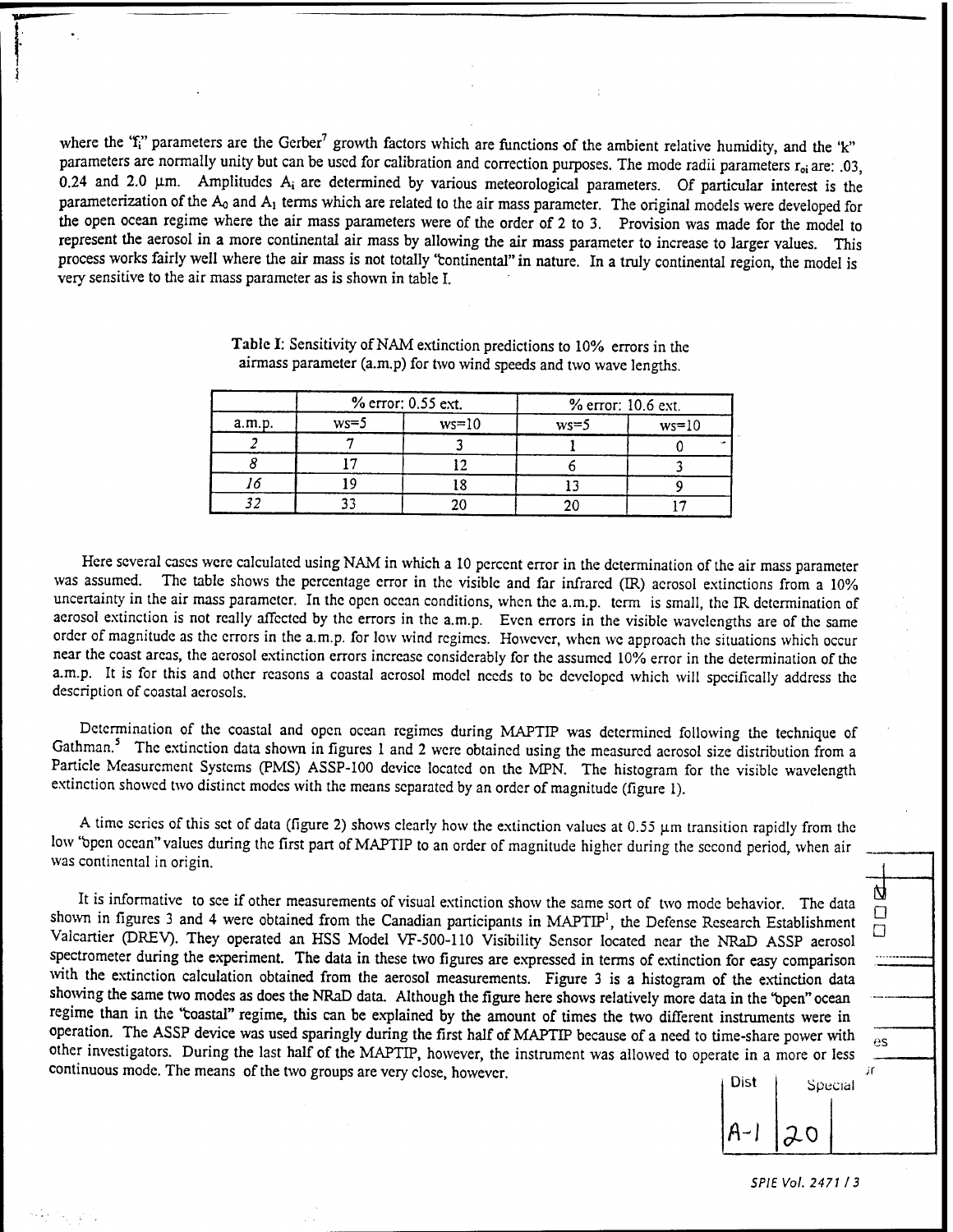where the "$f_i$" parameters are the Gerber[7] growth factors which are functions of the ambient relative humidity, and the 'k' parameters are normally unity but can be used for calibration and correction purposes. The mode radii parameters $r_{oi}$ are: .03, 0.24 and 2.0 μm. Amplitudes $A_i$ are determined by various meteorological parameters. Of particular interest is the parameterization of the $A_0$ and $A_1$ terms which are related to the air mass parameter. The original models were developed for the open ocean regime where the air mass parameters were of the order of 2 to 3. Provision was made for the model to represent the aerosol in a more continental air mass by allowing the air mass parameter to increase to larger values. This process works fairly well where the air mass is not totally "continental" in nature. In a truly continental region, the model is very sensitive to the air mass parameter as is shown in table I.

**Table I**: Sensitivity of NAM extinction predictions to 10% errors in the airmass parameter (a.m.p) for two wind speeds and two wave lengths.

| | % error: 0.55 ext. | | % error: 10.6 ext. | |
|---|---|---|---|---|
| a.m.p. | ws=5 | ws=10 | ws=5 | ws=10 |
| *2* | 7 | 3 | 1 | 0 |
| *8* | 17 | 12 | 6 | 3 |
| *16* | 19 | 18 | 13 | 9 |
| *32* | 33 | 20 | 20 | 17 |

Here several cases were calculated using NAM in which a 10 percent error in the determination of the air mass parameter was assumed. The table shows the percentage error in the visible and far infrared (IR) aerosol extinctions from a 10% uncertainty in the air mass parameter. In the open ocean conditions, when the a.m.p. term is small, the IR determination of aerosol extinction is not really affected by the errors in the a.m.p. Even errors in the visible wavelengths are of the same order of magnitude as the errors in the a.m.p. for low wind regimes. However, when we approach the situations which occur near the coast areas, the aerosol extinction errors increase considerably for the assumed 10% error in the determination of the a.m.p. It is for this and other reasons a coastal aerosol model needs to be developed which will specifically address the description of coastal aerosols.

Determination of the coastal and open ocean regimes during MAPTIP was determined following the technique of Gathman.[5] The extinction data shown in figures 1 and 2 were obtained using the measured aerosol size distribution from a Particle Measurement Systems (PMS) ASSP-100 device located on the MPN. The histogram for the visible wavelength extinction showed two distinct modes with the means separated by an order of magnitude (figure 1).

A time series of this set of data (figure 2) shows clearly how the extinction values at 0.55 μm transition rapidly from the low "open ocean" values during the first part of MAPTIP to an order of magnitude higher during the second period, when air was continental in origin.

It is informative to see if other measurements of visual extinction show the same sort of two mode behavior. The data shown in figures 3 and 4 were obtained from the Canadian participants in MAPTIP[1], the Defense Research Establishment Valcartier (DREV). They operated an HSS Model VF-500-110 Visibility Sensor located near the NRaD ASSP aerosol spectrometer during the experiment. The data in these two figures are expressed in terms of extinction for easy comparison with the extinction calculation obtained from the aerosol measurements. Figure 3 is a histogram of the extinction data showing the same two modes as does the NRaD data. Although the figure here shows relatively more data in the "open" ocean regime than in the "coastal" regime, this can be explained by the amount of times the two different instruments were in operation. The ASSP device was used sparingly during the first half of MAPTIP because of a need to time-share power with other investigators. During the last half of the MAPTIP, however, the instrument was allowed to operate in a more or less continuous mode. The means of the two groups are very close, however.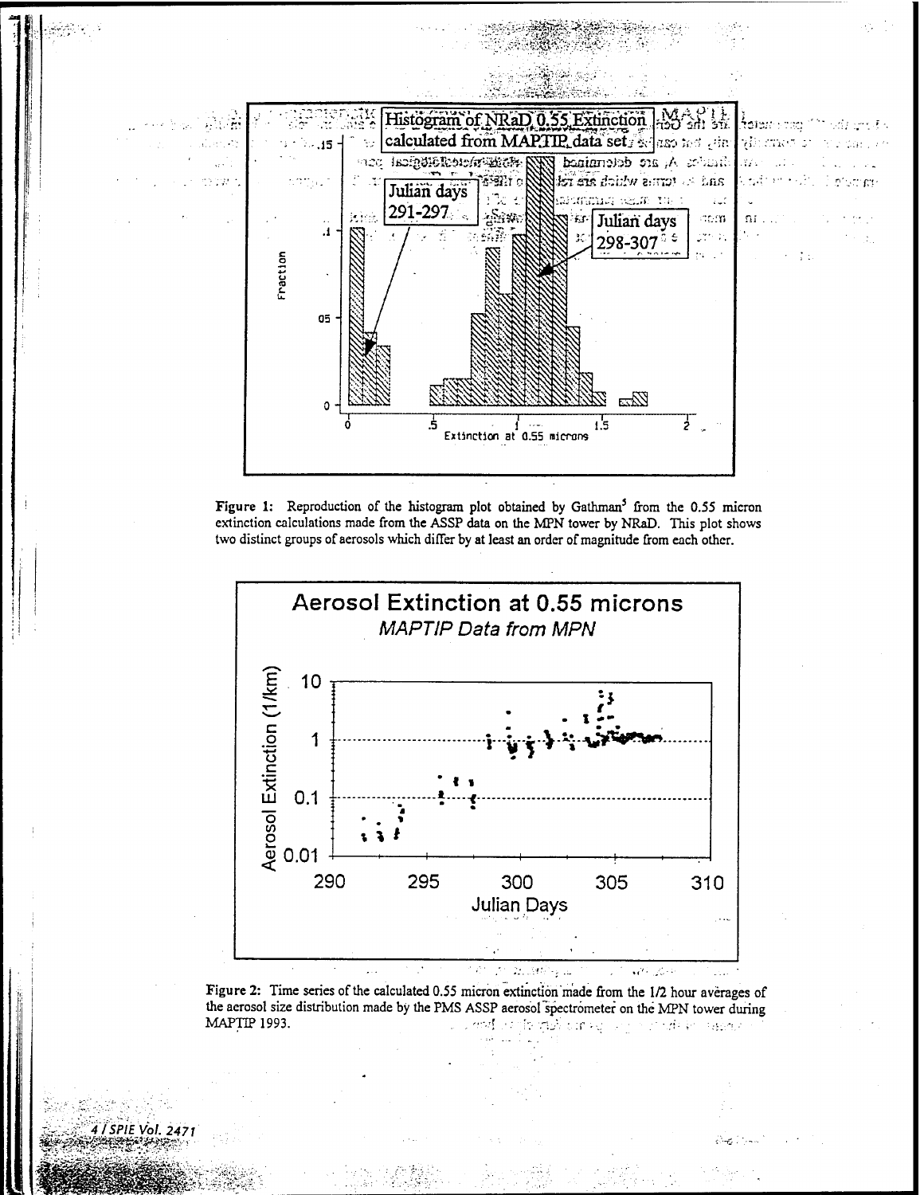Figure 1: Reproduction of the histogram plot obtained by Gathman[5] from the 0.55 micron extinction calculations made from the ASSP data on the MPN tower by NRaD. This plot shows two distinct groups of aerosols which differ by at least an order of magnitude from each other.

Figure 2: Time series of the calculated 0.55 micron extinction made from the 1/2 hour averages of the aerosol size distribution made by the PMS ASSP aerosol spectrometer on the MPN tower during MAPTIP 1993.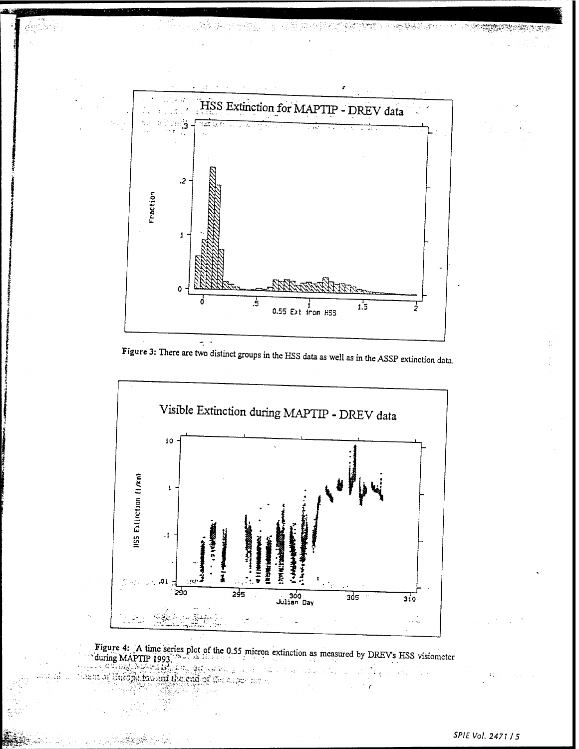Figure 3: There are two distinct groups in the HSS data as well as in the ASSP extinction data.

Figure 4: A time series plot of the 0.55 micron extinction as measured by DREV's HSS visiometer during MAPTIP 1993.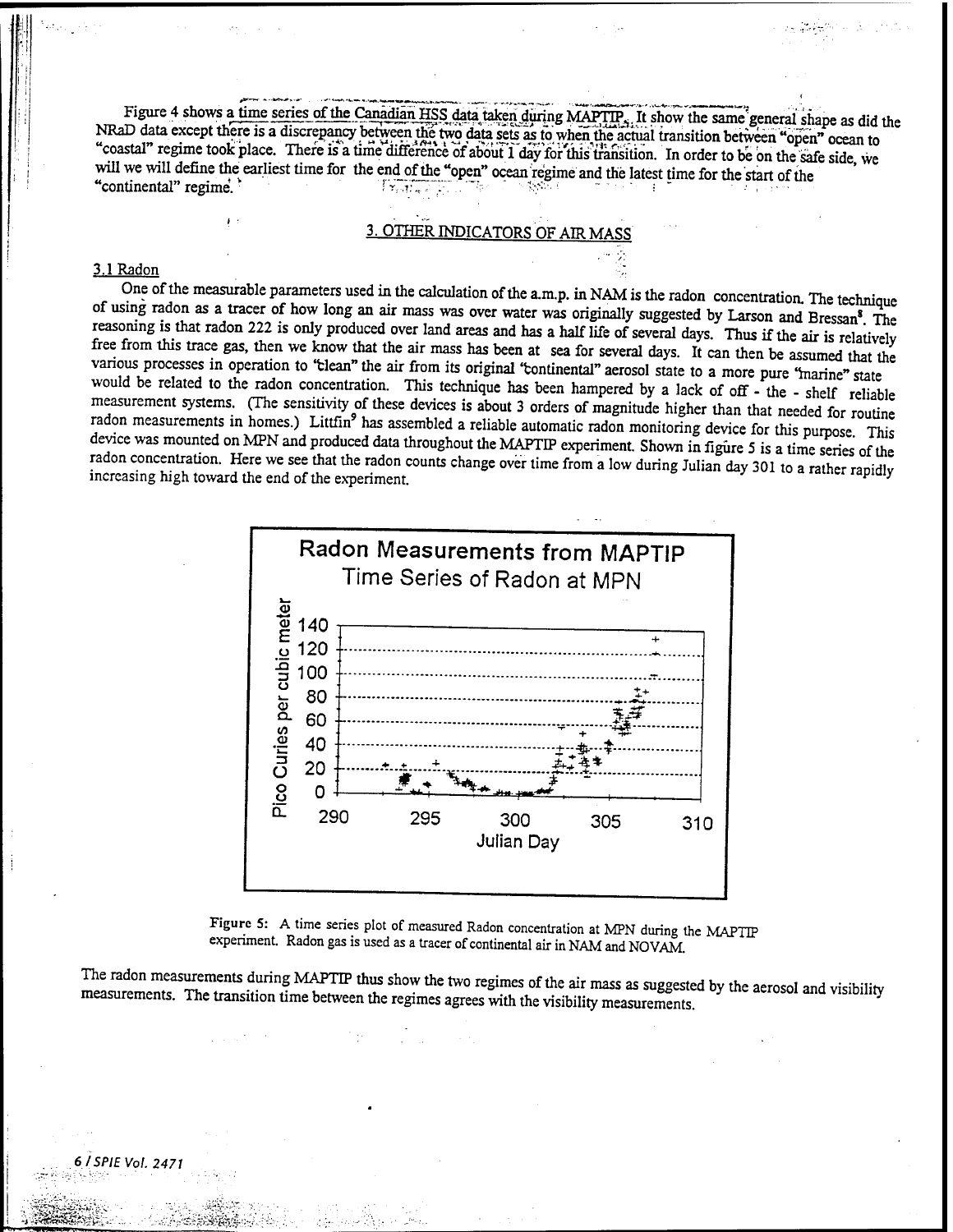Figure 4 shows a time series of the Canadian HSS data taken during MAPTIP. It show the same general shape as did the NRaD data except there is a discrepancy between the two data sets as to when the actual transition between "open" ocean to "coastal" regime took place. There is a time difference of about 1 day for this transition. In order to be on the safe side, we will we will define the earliest time for the end of the "open" ocean regime and the latest time for the start of the "continental" regime.

## 3. OTHER INDICATORS OF AIR MASS

### 3.1 Radon

One of the measurable parameters used in the calculation of the a.m.p. in NAM is the radon concentration. The technique of using radon as a tracer of how long an air mass was over water was originally suggested by Larson and Bressan[8]. The reasoning is that radon 222 is only produced over land areas and has a half life of several days. Thus if the air is relatively free from this trace gas, then we know that the air mass has been at sea for several days. It can then be assumed that the various processes in operation to "clean" the air from its original "continental" aerosol state to a more pure "marine" state would be related to the radon concentration. This technique has been hampered by a lack of off - the - shelf reliable measurement systems. (The sensitivity of these devices is about 3 orders of magnitude higher than that needed for routine radon measurements in homes.) Littfin[9] has assembled a reliable automatic radon monitoring device for this purpose. This device was mounted on MPN and produced data throughout the MAPTIP experiment. Shown in figure 5 is a time series of the radon concentration. Here we see that the radon counts change over time from a low during Julian day 301 to a rather rapidly increasing high toward the end of the experiment.

Figure 5: A time series plot of measured Radon concentration at MPN during the MAPTIP experiment. Radon gas is used as a tracer of continental air in NAM and NOVAM.

The radon measurements during MAPTIP thus show the two regimes of the air mass as suggested by the aerosol and visibility measurements. The transition time between the regimes agrees with the visibility measurements.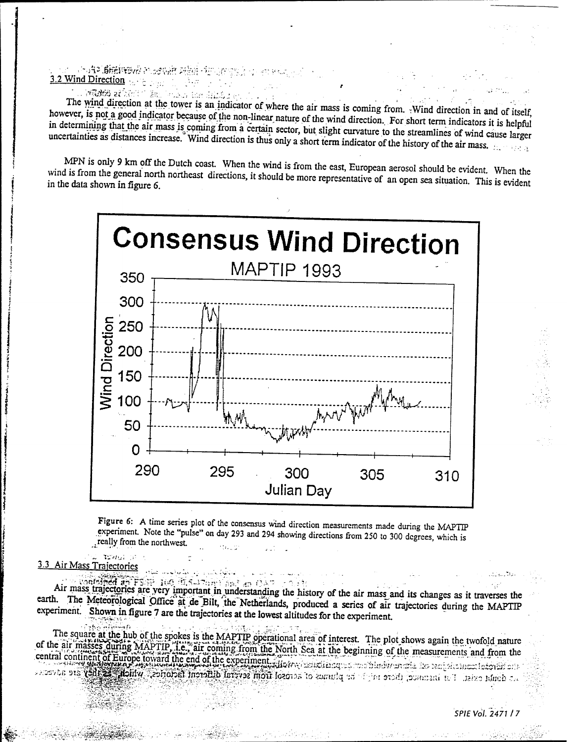### 3.2 Wind Direction

The wind direction at the tower is an indicator of where the air mass is coming from. Wind direction in and of itself, however, is not a good indicator because of the non-linear nature of the wind direction. For short term indicators it is helpful in determining that the air mass is coming from a certain sector, but slight curvature to the streamlines of wind cause larger uncertainties as distances increase. Wind direction is thus only a short term indicator of the history of the air mass.

MPN is only 9 km off the Dutch coast. When the wind is from the east, European aerosol should be evident. When the wind is from the general north northeast directions, it should be more representative of an open sea situation. This is evident in the data shown in figure 6.

Figure 6: A time series plot of the consensus wind direction measurements made during the MAPTIP experiment. Note the "pulse" on day 293 and 294 showing directions from 250 to 300 degrees, which is really from the northwest.

### 3.3 Air Mass Trajectories

Air mass trajectories are very important in understanding the history of the air mass and its changes as it traverses the earth. The Meteorological Office at de Bilt, the Netherlands, produced a series of air trajectories during the MAPTIP experiment. Shown in figure 7 are the trajectories at the lowest altitudes for the experiment.

The square at the hub of the spokes is the MAPTIP operational area of interest. The plot shows again the twofold nature of the air masses during MAPTIP, i.e., air coming from the North Sea at the beginning of the measurements and from the central continent of Europe toward the end of the experiment.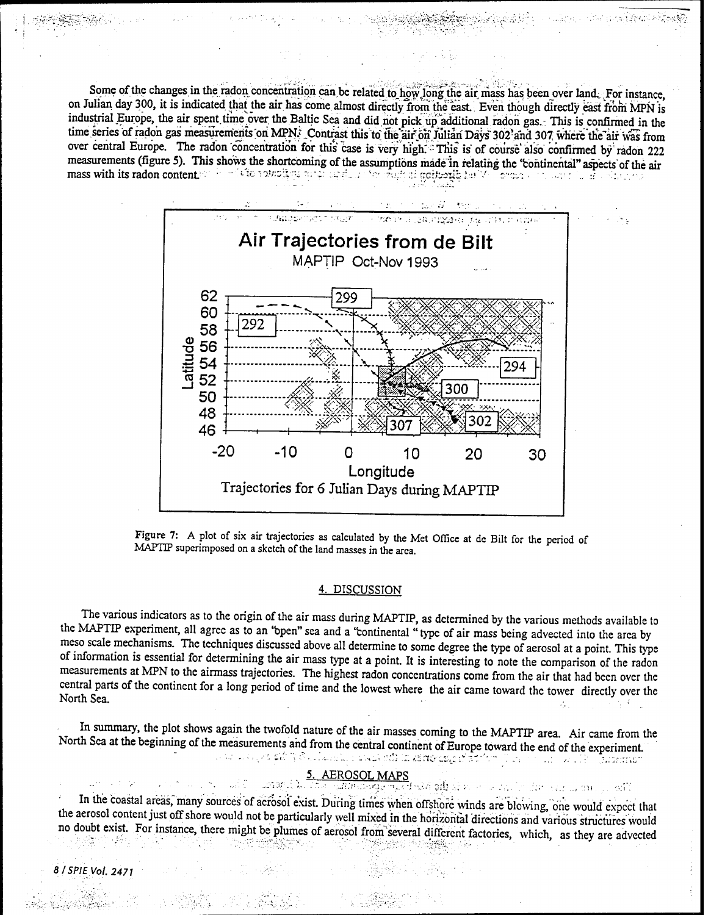Some of the changes in the radon concentration can be related to how long the air mass has been over land. For instance, on Julian day 300, it is indicated that the air has come almost directly from the east. Even though directly east from MPN is industrial Europe, the air spent time over the Baltic Sea and did not pick up additional radon gas. This is confirmed in the time series of radon gas measurements on MPN. Contrast this to the air on Julian Days 302 and 307 where the air was from over central Europe. The radon concentration for this case is very high. This is of course also confirmed by radon 222 measurements (figure 5). This shows the shortcoming of the assumptions made in relating the "continental" aspects of the air mass with its radon content.

**Figure 7:** A plot of six air trajectories as calculated by the Met Office at de Bilt for the period of MAPTIP superimposed on a sketch of the land masses in the area.

## 4. DISCUSSION

The various indicators as to the origin of the air mass during MAPTIP, as determined by the various methods available to the MAPTIP experiment, all agree as to an "open" sea and a "continental" type of air mass being advected into the area by meso scale mechanisms. The techniques discussed above all determine to some degree the type of aerosol at a point. This type of information is essential for determining the air mass type at a point. It is interesting to note the comparison of the radon measurements at MPN to the airmass trajectories. The highest radon concentrations come from the air that had been over the central parts of the continent for a long period of time and the lowest where the air came toward the tower directly over the North Sea.

In summary, the plot shows again the twofold nature of the air masses coming to the MAPTIP area. Air came from the North Sea at the beginning of the measurements and from the central continent of Europe toward the end of the experiment.

## 5. AEROSOL MAPS

In the coastal areas, many sources of aerosol exist. During times when offshore winds are blowing, one would expect that the aerosol content just off shore would not be particularly well mixed in the horizontal directions and various structures would no doubt exist. For instance, there might be plumes of aerosol from several different factories, which, as they are advected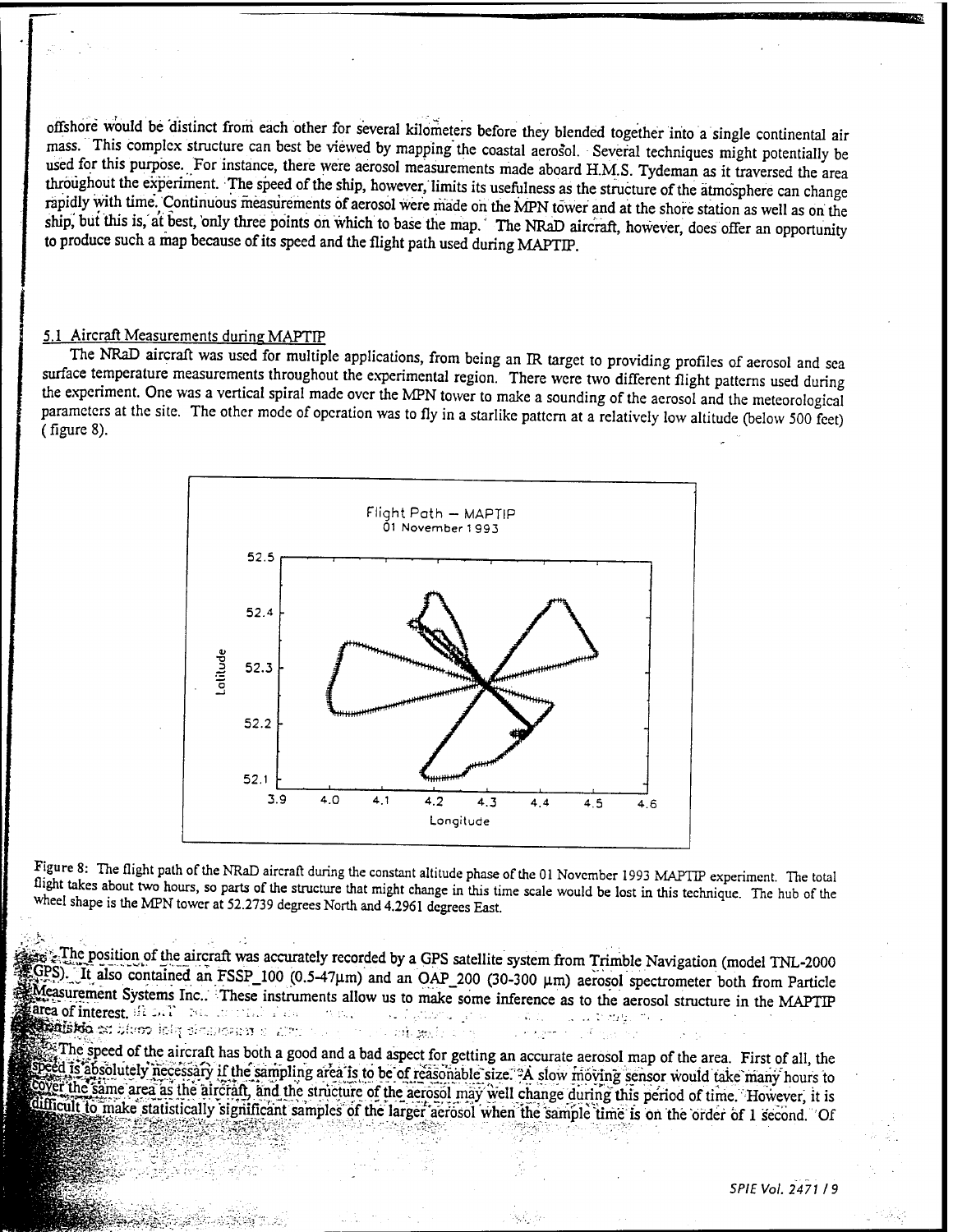offshore would be distinct from each other for several kilometers before they blended together into a single continental air mass. This complex structure can best be viewed by mapping the coastal aerosol. Several techniques might potentially be used for this purpose. For instance, there were aerosol measurements made aboard H.M.S. Tydeman as it traversed the area throughout the experiment. The speed of the ship, however, limits its usefulness as the structure of the atmosphere can change rapidly with time. Continuous measurements of aerosol were made on the MPN tower and at the shore station as well as on the ship, but this is, at best, only three points on which to base the map. The NRaD aircraft, however, does offer an opportunity to produce such a map because of its speed and the flight path used during MAPTIP.

## 5.1 Aircraft Measurements during MAPTIP

The NRaD aircraft was used for multiple applications, from being an IR target to providing profiles of aerosol and sea surface temperature measurements throughout the experimental region. There were two different flight patterns used during the experiment. One was a vertical spiral made over the MPN tower to make a sounding of the aerosol and the meteorological parameters at the site. The other mode of operation was to fly in a starlike pattern at a relatively low altitude (below 500 feet) (figure 8).

Figure 8: The flight path of the NRaD aircraft during the constant altitude phase of the 01 November 1993 MAPTIP experiment. The total flight takes about two hours, so parts of the structure that might change in this time scale would be lost in this technique. The hub of the wheel shape is the MPN tower at 52.2739 degrees North and 4.2961 degrees East.

The position of the aircraft was accurately recorded by a GPS satellite system from Trimble Navigation (model TNL-2000 GPS). It also contained an FSSP_100 (0.5-47μm) and an OAP_200 (30-300 μm) aerosol spectrometer both from Particle Measurement Systems Inc.. These instruments allow us to make some inference as to the aerosol structure in the MAPTIP area of interest.

The speed of the aircraft has both a good and a bad aspect for getting an accurate aerosol map of the area. First of all, the speed is absolutely necessary if the sampling area is to be of reasonable size. A slow moving sensor would take many hours to cover the same area as the aircraft, and the structure of the aerosol may well change during this period of time. However, it is difficult to make statistically significant samples of the larger aerosol when the sample time is on the order of 1 second. Of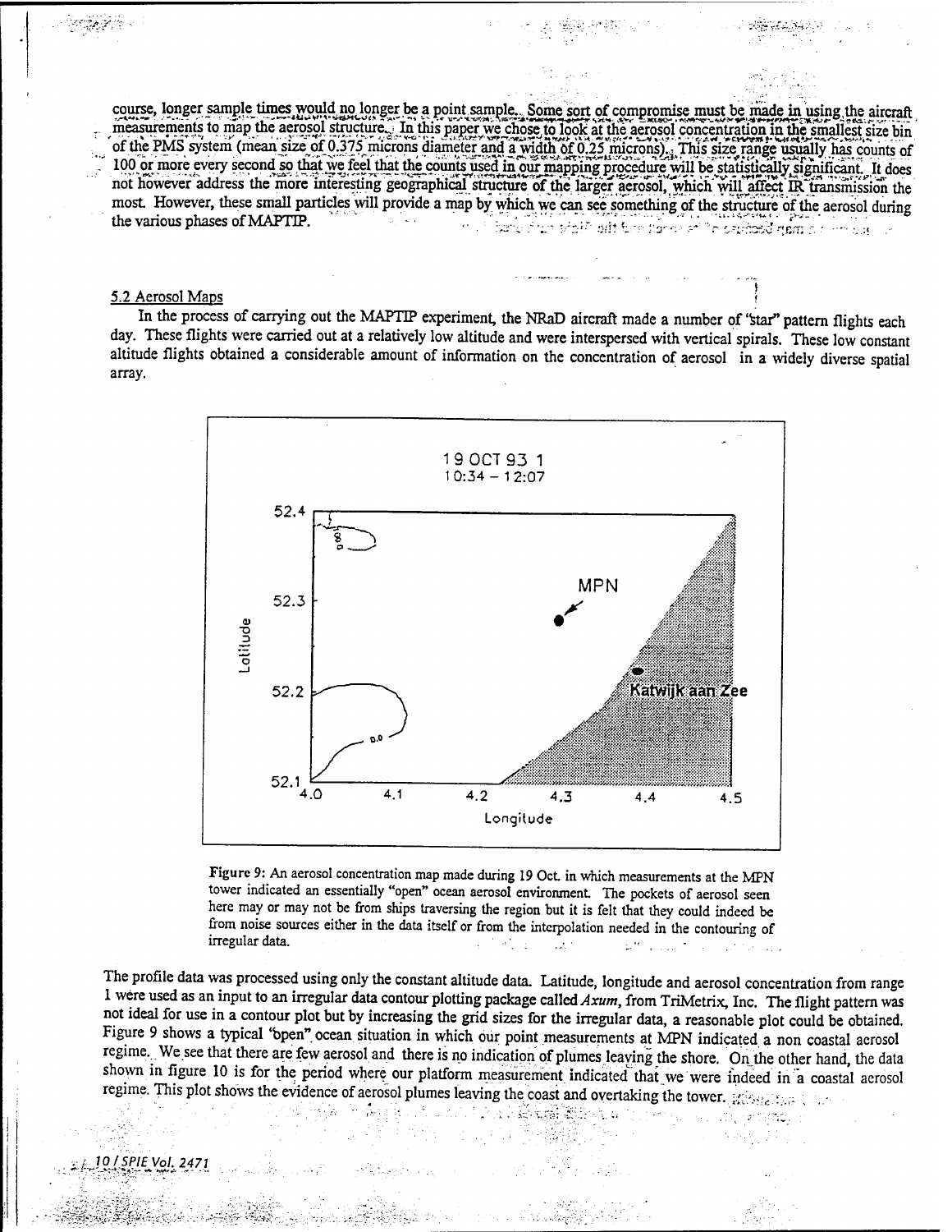course, longer sample times would no longer be a point sample. Some sort of compromise must be made in using the aircraft measurements to map the aerosol structure. In this paper we chose to look at the aerosol concentration in the smallest size bin of the PMS system (mean size of 0.375 microns diameter and a width of 0.25 microns). This size range usually has counts of 100 or more every second so that we feel that the counts used in our mapping procedure will be statistically significant. It does not however address the more interesting geographical structure of the larger aerosol, which will affect IR transmission the most. However, these small particles will provide a map by which we can see something of the structure of the aerosol during the various phases of MAPTIP.

### 5.2 Aerosol Maps

In the process of carrying out the MAPTIP experiment, the NRaD aircraft made a number of "star" pattern flights each day. These flights were carried out at a relatively low altitude and were interspersed with vertical spirals. These low constant altitude flights obtained a considerable amount of information on the concentration of aerosol in a widely diverse spatial array.

**Figure 9:** An aerosol concentration map made during 19 Oct. in which measurements at the MPN tower indicated an essentially "open" ocean aerosol environment. The pockets of aerosol seen here may or may not be from ships traversing the region but it is felt that they could indeed be from noise sources either in the data itself or from the interpolation needed in the contouring of irregular data.

The profile data was processed using only the constant altitude data. Latitude, longitude and aerosol concentration from range 1 were used as an input to an irregular data contour plotting package called *Axum*, from TriMetrix, Inc. The flight pattern was not ideal for use in a contour plot but by increasing the grid sizes for the irregular data, a reasonable plot could be obtained. Figure 9 shows a typical "open" ocean situation in which our point measurements at MPN indicated a non coastal aerosol regime. We see that there are few aerosol and there is no indication of plumes leaving the shore. On the other hand, the data shown in figure 10 is for the period where our platform measurement indicated that we were indeed in a coastal aerosol regime. This plot shows the evidence of aerosol plumes leaving the coast and overtaking the tower.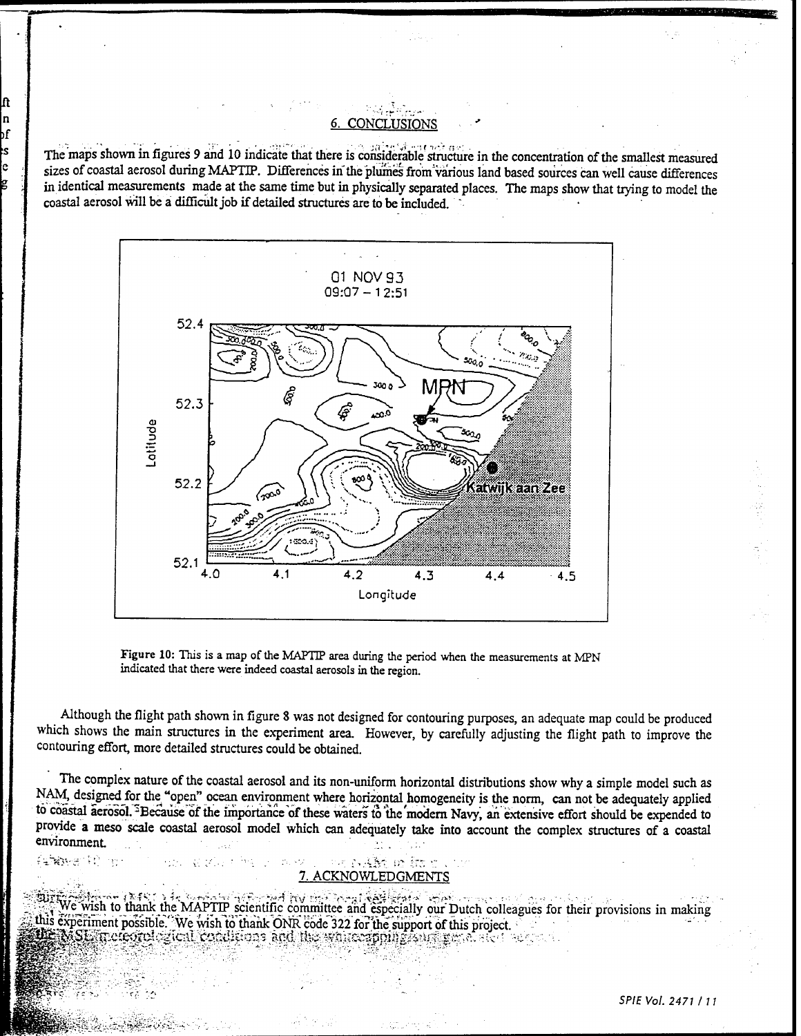## 6. CONCLUSIONS

The maps shown in figures 9 and 10 indicate that there is considerable structure in the concentration of the smallest measured sizes of coastal aerosol during MAPTIP. Differences in the plumes from various land based sources can well cause differences in identical measurements made at the same time but in physically separated places. The maps show that trying to model the coastal aerosol will be a difficult job if detailed structures are to be included.

Figure 10: This is a map of the MAPTIP area during the period when the measurements at MPN indicated that there were indeed coastal aerosols in the region.

Although the flight path shown in figure 8 was not designed for contouring purposes, an adequate map could be produced which shows the main structures in the experiment area. However, by carefully adjusting the flight path to improve the contouring effort, more detailed structures could be obtained.

The complex nature of the coastal aerosol and its non-uniform horizontal distributions show why a simple model such as NAM, designed for the "open" ocean environment where horizontal homogeneity is the norm, can not be adequately applied to coastal aerosol. Because of the importance of these waters to the modern Navy, an extensive effort should be expended to provide a meso scale coastal aerosol model which can adequately take into account the complex structures of a coastal environment.

## 7. ACKNOWLEDGMENTS

We wish to thank the MAPTIP scientific committee and especially our Dutch colleagues for their provisions in making this experiment possible. We wish to thank ONR code 322 for the support of this project.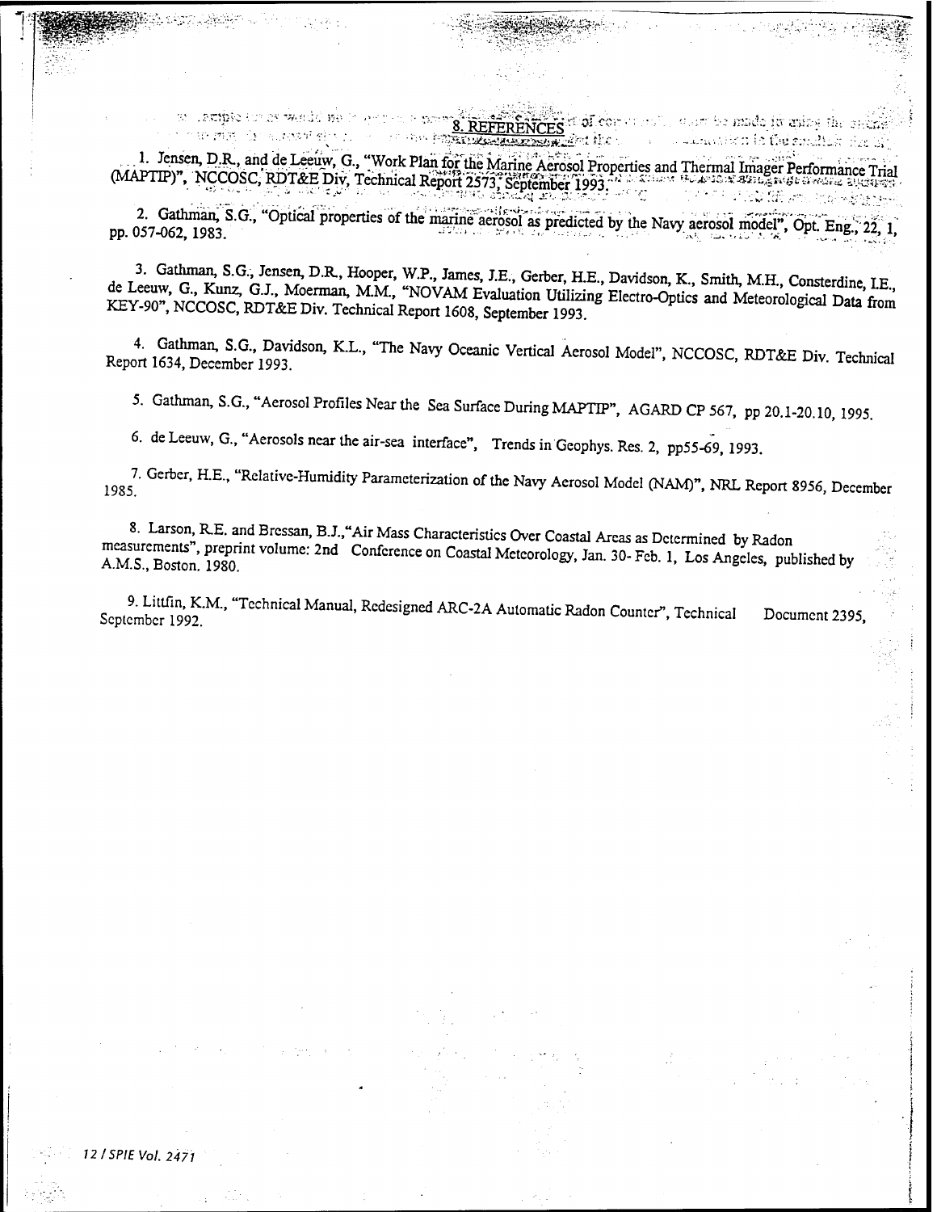## 8. REFERENCES

1. Jensen, D.R., and de Leeuw, G., "Work Plan for the Marine Aerosol Properties and Thermal Imager Performance Trial (MAPTIP)", NCCOSC, RDT&E Div, Technical Report 2573, September 1993.

2. Gathman, S.G., "Optical properties of the marine aerosol as predicted by the Navy aerosol model", Opt. Eng., 22, 1, pp. 057-062, 1983.

3. Gathman, S.G., Jensen, D.R., Hooper, W.P., James, J.E., Gerber, H.E., Davidson, K., Smith, M.H., Consterdine, I.E., de Leeuw, G., Kunz, G.J., Moerman, M.M., "NOVAM Evaluation Utilizing Electro-Optics and Meteorological Data from KEY-90", NCCOSC, RDT&E Div. Technical Report 1608, September 1993.

4. Gathman, S.G., Davidson, K.L., "The Navy Oceanic Vertical Aerosol Model", NCCOSC, RDT&E Div. Technical Report 1634, December 1993.

5. Gathman, S.G., "Aerosol Profiles Near the Sea Surface During MAPTIP", AGARD CP 567, pp 20.1-20.10, 1995.

6. de Leeuw, G., "Aerosols near the air-sea interface", Trends in Geophys. Res. 2, pp55-69, 1993.

7. Gerber, H.E., "Relative-Humidity Parameterization of the Navy Aerosol Model (NAM)", NRL Report 8956, December 1985.

8. Larson, R.E. and Bressan, B.J.,"Air Mass Characteristics Over Coastal Areas as Determined by Radon measurements", preprint volume: 2nd Conference on Coastal Meteorology, Jan. 30- Feb. 1, Los Angeles, published by A.M.S., Boston. 1980.

9. Littfin, K.M., "Technical Manual, Redesigned ARC-2A Automatic Radon Counter", Technical Document 2395, September 1992.